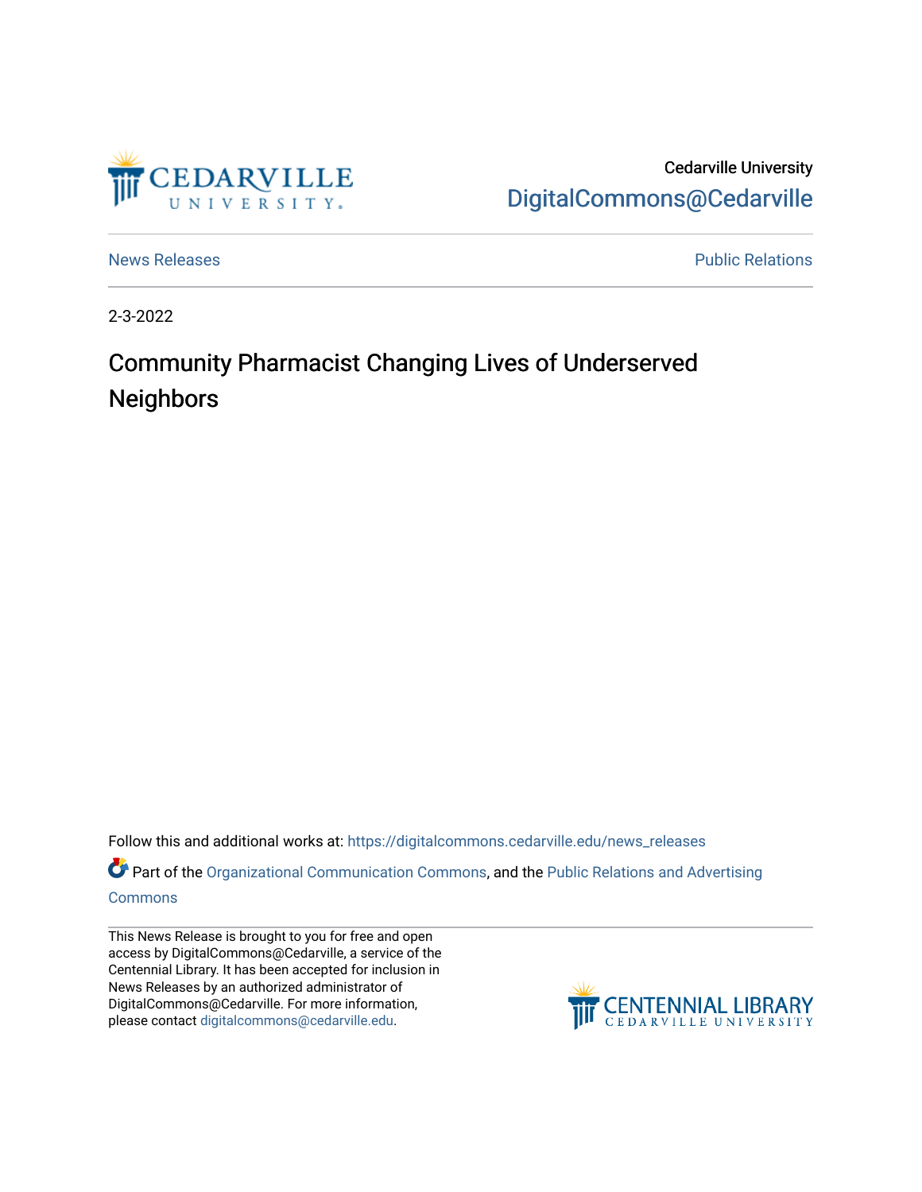Cedarville University

DigitalCommons@Cedarville

News Releases

Public Relations

2-3-2022

# Community Pharmacist Changing Lives of Underserved Neighbors

Follow this and additional works at: https://digitalcommons.cedarville.edu/news_releases

Part of the Organizational Communication Commons, and the Public Relations and Advertising Commons

This News Release is brought to you for free and open access by DigitalCommons@Cedarville, a service of the Centennial Library. It has been accepted for inclusion in News Releases by an authorized administrator of DigitalCommons@Cedarville. For more information, please contact digitalcommons@cedarville.edu.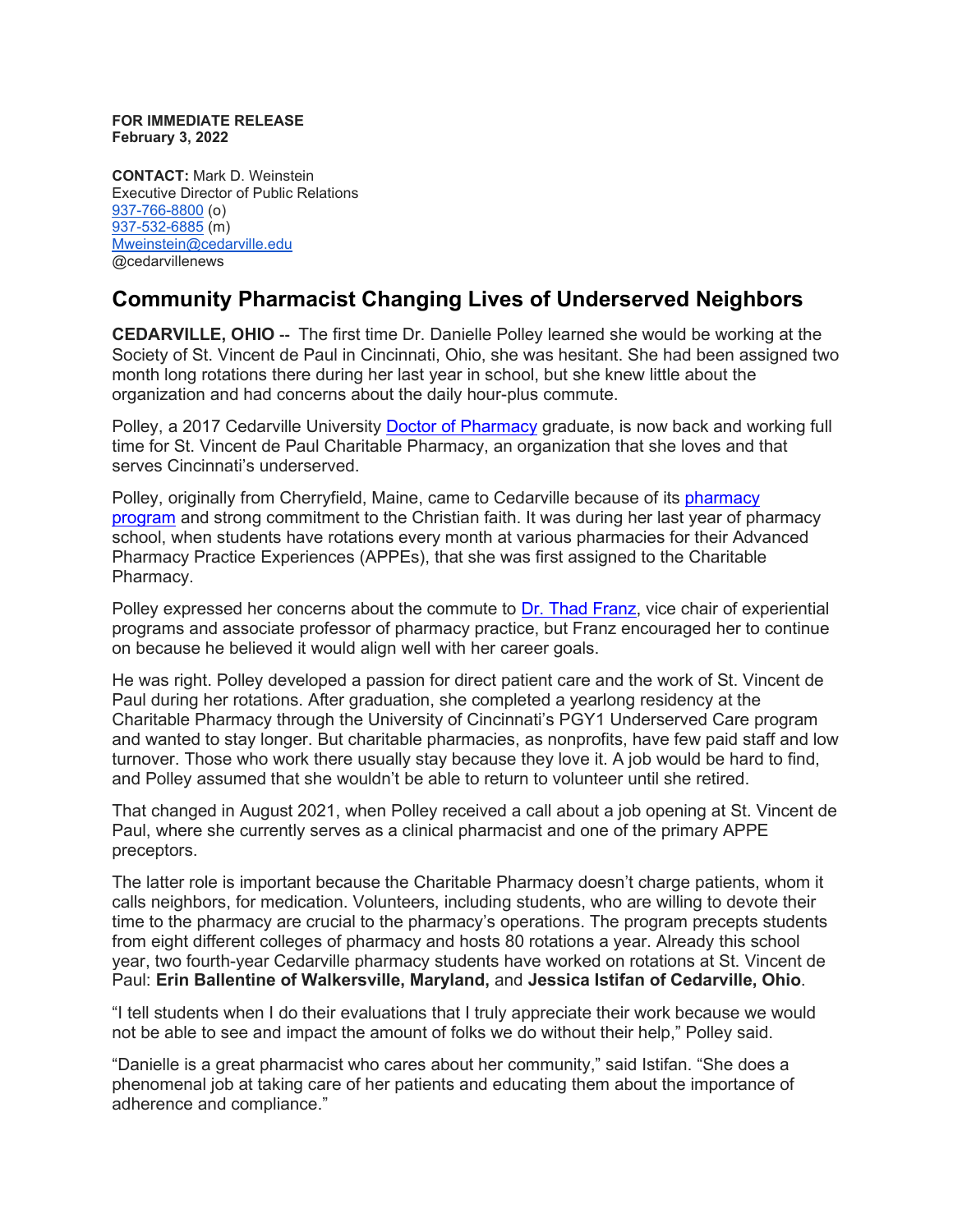**FOR IMMEDIATE RELEASE**
**February 3, 2022**

**CONTACT:** Mark D. Weinstein
Executive Director of Public Relations
937-766-8800 (o)
937-532-6885 (m)
Mweinstein@cedarville.edu
@cedarvillenews

## Community Pharmacist Changing Lives of Underserved Neighbors

**CEDARVILLE, OHIO** -- The first time Dr. Danielle Polley learned she would be working at the Society of St. Vincent de Paul in Cincinnati, Ohio, she was hesitant. She had been assigned two month long rotations there during her last year in school, but she knew little about the organization and had concerns about the daily hour-plus commute.

Polley, a 2017 Cedarville University Doctor of Pharmacy graduate, is now back and working full time for St. Vincent de Paul Charitable Pharmacy, an organization that she loves and that serves Cincinnati's underserved.

Polley, originally from Cherryfield, Maine, came to Cedarville because of its pharmacy program and strong commitment to the Christian faith. It was during her last year of pharmacy school, when students have rotations every month at various pharmacies for their Advanced Pharmacy Practice Experiences (APPEs), that she was first assigned to the Charitable Pharmacy.

Polley expressed her concerns about the commute to Dr. Thad Franz, vice chair of experiential programs and associate professor of pharmacy practice, but Franz encouraged her to continue on because he believed it would align well with her career goals.

He was right. Polley developed a passion for direct patient care and the work of St. Vincent de Paul during her rotations. After graduation, she completed a yearlong residency at the Charitable Pharmacy through the University of Cincinnati's PGY1 Underserved Care program and wanted to stay longer. But charitable pharmacies, as nonprofits, have few paid staff and low turnover. Those who work there usually stay because they love it. A job would be hard to find, and Polley assumed that she wouldn't be able to return to volunteer until she retired.

That changed in August 2021, when Polley received a call about a job opening at St. Vincent de Paul, where she currently serves as a clinical pharmacist and one of the primary APPE preceptors.

The latter role is important because the Charitable Pharmacy doesn't charge patients, whom it calls neighbors, for medication. Volunteers, including students, who are willing to devote their time to the pharmacy are crucial to the pharmacy's operations. The program precepts students from eight different colleges of pharmacy and hosts 80 rotations a year. Already this school year, two fourth-year Cedarville pharmacy students have worked on rotations at St. Vincent de Paul: **Erin Ballentine of Walkersville, Maryland,** and **Jessica Istifan of Cedarville, Ohio**.

"I tell students when I do their evaluations that I truly appreciate their work because we would not be able to see and impact the amount of folks we do without their help," Polley said.

"Danielle is a great pharmacist who cares about her community," said Istifan. "She does a phenomenal job at taking care of her patients and educating them about the importance of adherence and compliance."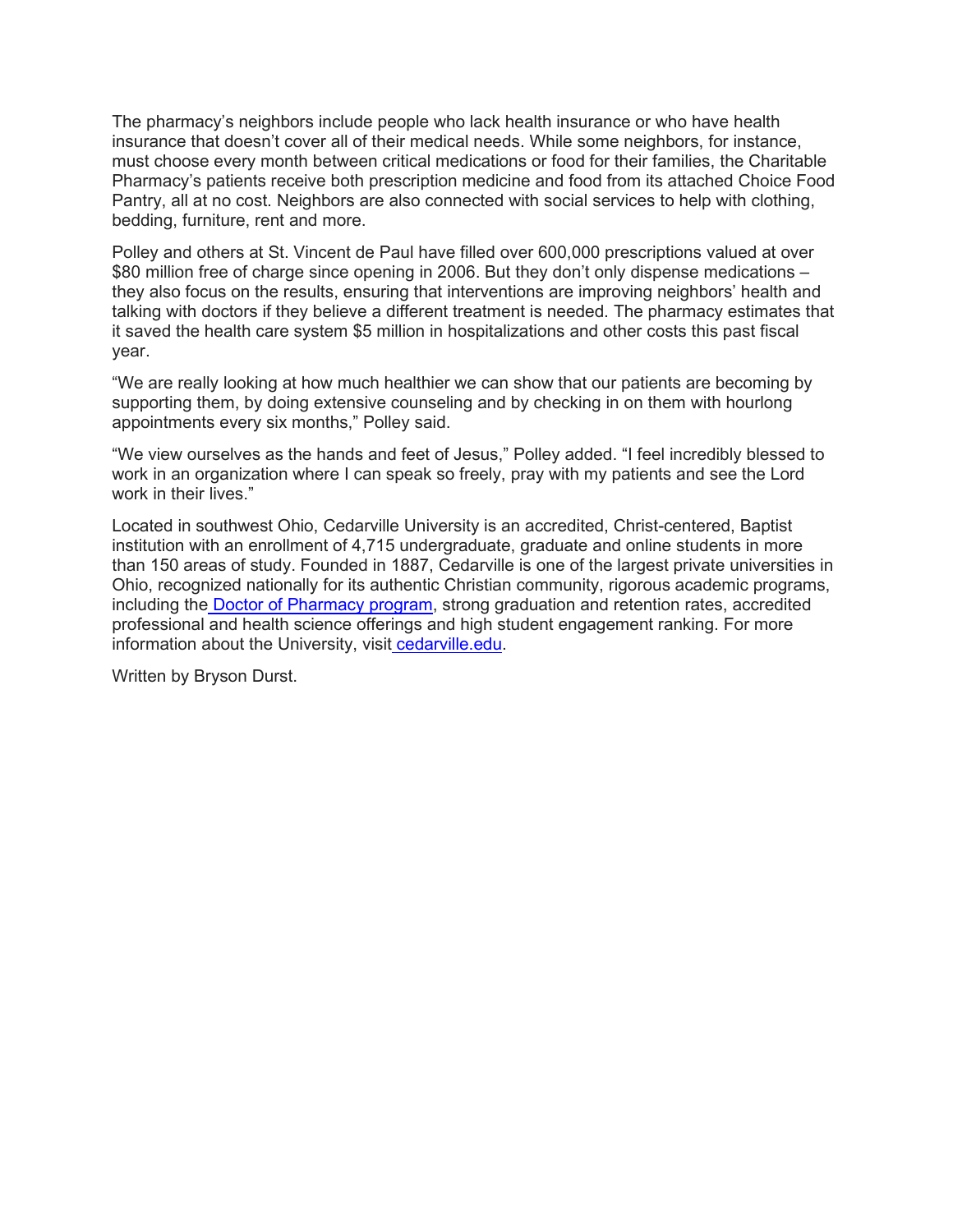The pharmacy's neighbors include people who lack health insurance or who have health insurance that doesn't cover all of their medical needs. While some neighbors, for instance, must choose every month between critical medications or food for their families, the Charitable Pharmacy's patients receive both prescription medicine and food from its attached Choice Food Pantry, all at no cost. Neighbors are also connected with social services to help with clothing, bedding, furniture, rent and more.

Polley and others at St. Vincent de Paul have filled over 600,000 prescriptions valued at over $80 million free of charge since opening in 2006. But they don't only dispense medications – they also focus on the results, ensuring that interventions are improving neighbors' health and talking with doctors if they believe a different treatment is needed. The pharmacy estimates that it saved the health care system $5 million in hospitalizations and other costs this past fiscal year.

"We are really looking at how much healthier we can show that our patients are becoming by supporting them, by doing extensive counseling and by checking in on them with hourlong appointments every six months," Polley said.

"We view ourselves as the hands and feet of Jesus," Polley added. "I feel incredibly blessed to work in an organization where I can speak so freely, pray with my patients and see the Lord work in their lives."

Located in southwest Ohio, Cedarville University is an accredited, Christ-centered, Baptist institution with an enrollment of 4,715 undergraduate, graduate and online students in more than 150 areas of study. Founded in 1887, Cedarville is one of the largest private universities in Ohio, recognized nationally for its authentic Christian community, rigorous academic programs, including the Doctor of Pharmacy program, strong graduation and retention rates, accredited professional and health science offerings and high student engagement ranking. For more information about the University, visit cedarville.edu.

Written by Bryson Durst.